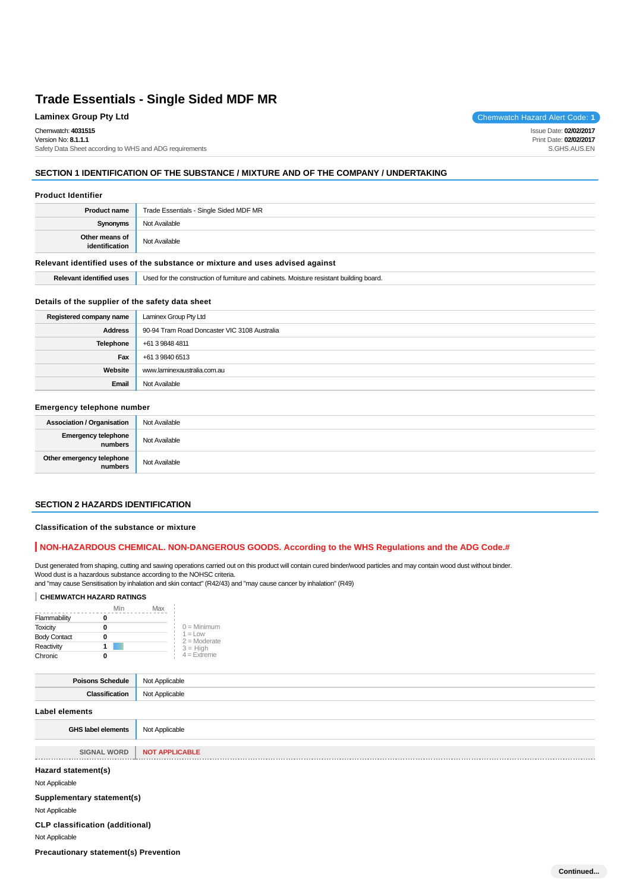# Trade Essentials - Single Sided MDF MR

**Laminex Group Pty Ltd**

Chemwatch Hazard Alert Code: **1**

Chemwatch: **4031515**
Version No: **8.1.1.1**
Safety Data Sheet according to WHS and ADG requirements

Issue Date: **02/02/2017**
Print Date: **02/02/2017**
S.GHS.AUS.EN

## SECTION 1 IDENTIFICATION OF THE SUBSTANCE / MIXTURE AND OF THE COMPANY / UNDERTAKING

### Product Identifier

| | |
|---|---|
| **Product name** | Trade Essentials - Single Sided MDF MR |
| **Synonyms** | Not Available |
| **Other means of identification** | Not Available |

### Relevant identified uses of the substance or mixture and uses advised against

| | |
|---|---|
| **Relevant identified uses** | Used for the construction of furniture and cabinets. Moisture resistant building board. |

### Details of the supplier of the safety data sheet

| | |
|---|---|
| **Registered company name** | Laminex Group Pty Ltd |
| **Address** | 90-94 Tram Road Doncaster VIC 3108 Australia |
| **Telephone** | +61 3 9848 4811 |
| **Fax** | +61 3 9840 6513 |
| **Website** | www.laminexaustralia.com.au |
| **Email** | Not Available |

### Emergency telephone number

| | |
|---|---|
| **Association / Organisation** | Not Available |
| **Emergency telephone numbers** | Not Available |
| **Other emergency telephone numbers** | Not Available |

## SECTION 2 HAZARDS IDENTIFICATION

### Classification of the substance or mixture

**NON-HAZARDOUS CHEMICAL. NON-DANGEROUS GOODS. According to the WHS Regulations and the ADG Code.#**

Dust generated from shaping, cutting and sawing operations carried out on this product will contain cured binder/wood particles and may contain wood dust without binder.
Wood dust is a hazardous substance according to the NOHSC criteria.
and "may cause Sensitisation by inhalation and skin contact" (R42/43) and "may cause cancer by inhalation" (R49)

**CHEMWATCH HAZARD RATINGS**

| | Min | Max |
|---|---|---|
| Flammability | 0 | |
| Toxicity | 0 | |
| Body Contact | 0 | |
| Reactivity | 1 | |
| Chronic | 0 | |

0 = Minimum
1 = Low
2 = Moderate
3 = High
4 = Extreme

| | |
|---|---|
| **Poisons Schedule** | Not Applicable |
| **Classification** | Not Applicable |

### Label elements

| | |
|---|---|
| **GHS label elements** | Not Applicable |
| **SIGNAL WORD** | **NOT APPLICABLE** |

### Hazard statement(s)

Not Applicable

### Supplementary statement(s)

Not Applicable

### CLP classification (additional)

Not Applicable

### Precautionary statement(s) Prevention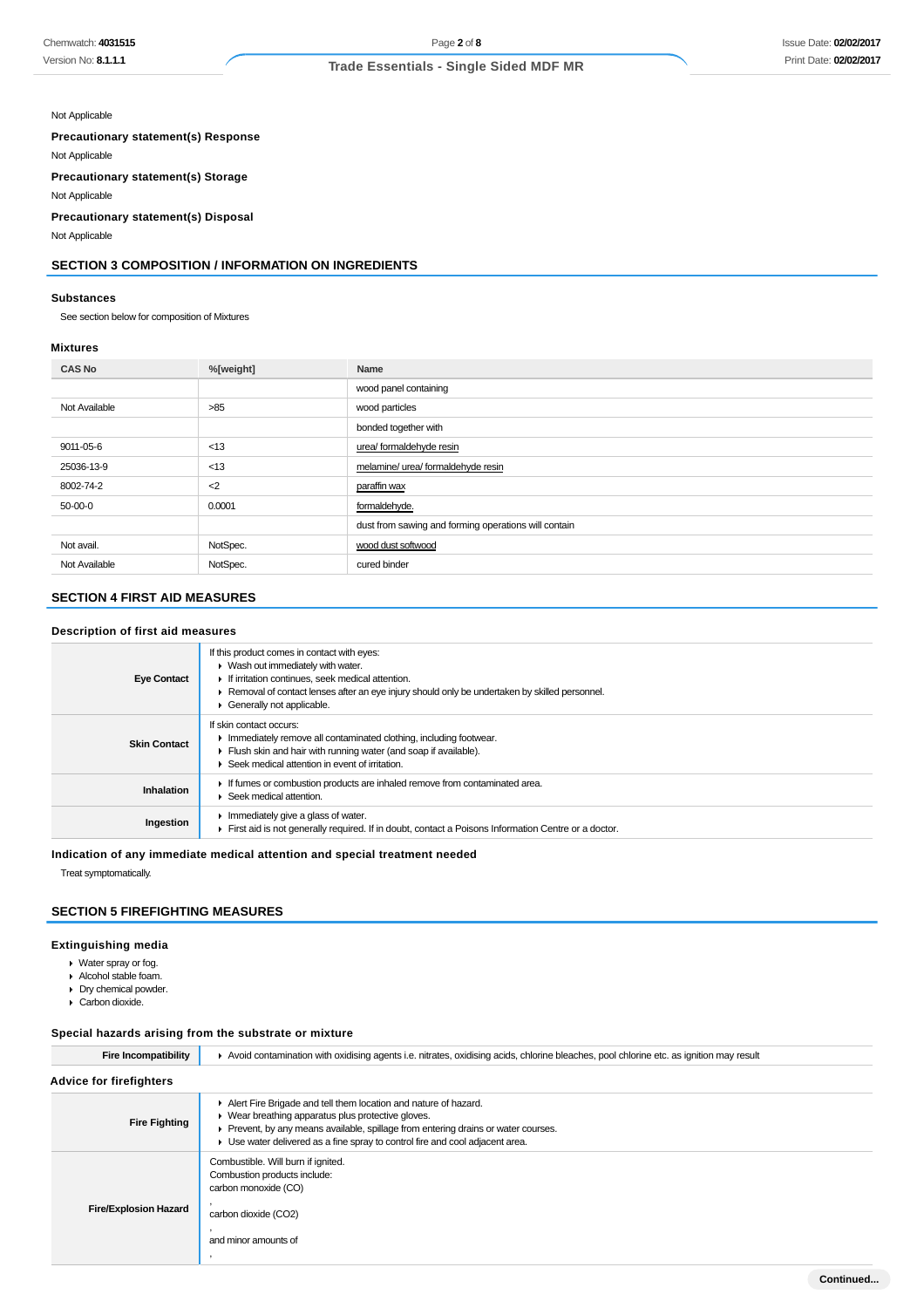Not Applicable

### Precautionary statement(s) Response

Not Applicable

### Precautionary statement(s) Storage

Not Applicable

### Precautionary statement(s) Disposal

Not Applicable

## SECTION 3 COMPOSITION / INFORMATION ON INGREDIENTS

### Substances

See section below for composition of Mixtures

### Mixtures

| CAS No | %[weight] | Name |
|---|---|---|
| | | wood panel containing |
| Not Available | >85 | wood particles |
| | | bonded together with |
| 9011-05-6 | <13 | urea/ formaldehyde resin |
| 25036-13-9 | <13 | melamine/ urea/ formaldehyde resin |
| 8002-74-2 | <2 | paraffin wax |
| 50-00-0 | 0.0001 | formaldehyde. |
| | | dust from sawing and forming operations will contain |
| Not avail. | NotSpec. | wood dust softwood |
| Not Available | NotSpec. | cured binder |

## SECTION 4 FIRST AID MEASURES

### Description of first aid measures

| | |
|---|---|
| **Eye Contact** | If this product comes in contact with eyes:<br>▸ Wash out immediately with water.<br>▸ If irritation continues, seek medical attention.<br>▸ Removal of contact lenses after an eye injury should only be undertaken by skilled personnel.<br>▸ Generally not applicable. |
| **Skin Contact** | If skin contact occurs:<br>▸ Immediately remove all contaminated clothing, including footwear.<br>▸ Flush skin and hair with running water (and soap if available).<br>▸ Seek medical attention in event of irritation. |
| **Inhalation** | ▸ If fumes or combustion products are inhaled remove from contaminated area.<br>▸ Seek medical attention. |
| **Ingestion** | ▸ Immediately give a glass of water.<br>▸ First aid is not generally required. If in doubt, contact a Poisons Information Centre or a doctor. |

### Indication of any immediate medical attention and special treatment needed

Treat symptomatically.

## SECTION 5 FIREFIGHTING MEASURES

### Extinguishing media

- Water spray or fog.
- Alcohol stable foam.
- Dry chemical powder.
- Carbon dioxide.

### Special hazards arising from the substrate or mixture

| | |
|---|---|
| **Fire Incompatibility** | ▸ Avoid contamination with oxidising agents i.e. nitrates, oxidising acids, chlorine bleaches, pool chlorine etc. as ignition may result |

### Advice for firefighters

| | |
|---|---|
| **Fire Fighting** | ▸ Alert Fire Brigade and tell them location and nature of hazard.<br>▸ Wear breathing apparatus plus protective gloves.<br>▸ Prevent, by any means available, spillage from entering drains or water courses.<br>▸ Use water delivered as a fine spray to control fire and cool adjacent area. |
| **Fire/Explosion Hazard** | Combustible. Will burn if ignited.<br>Combustion products include:<br>carbon monoxide (CO)<br>,<br>carbon dioxide ($CO_2$)<br>,<br>and minor amounts of<br>, |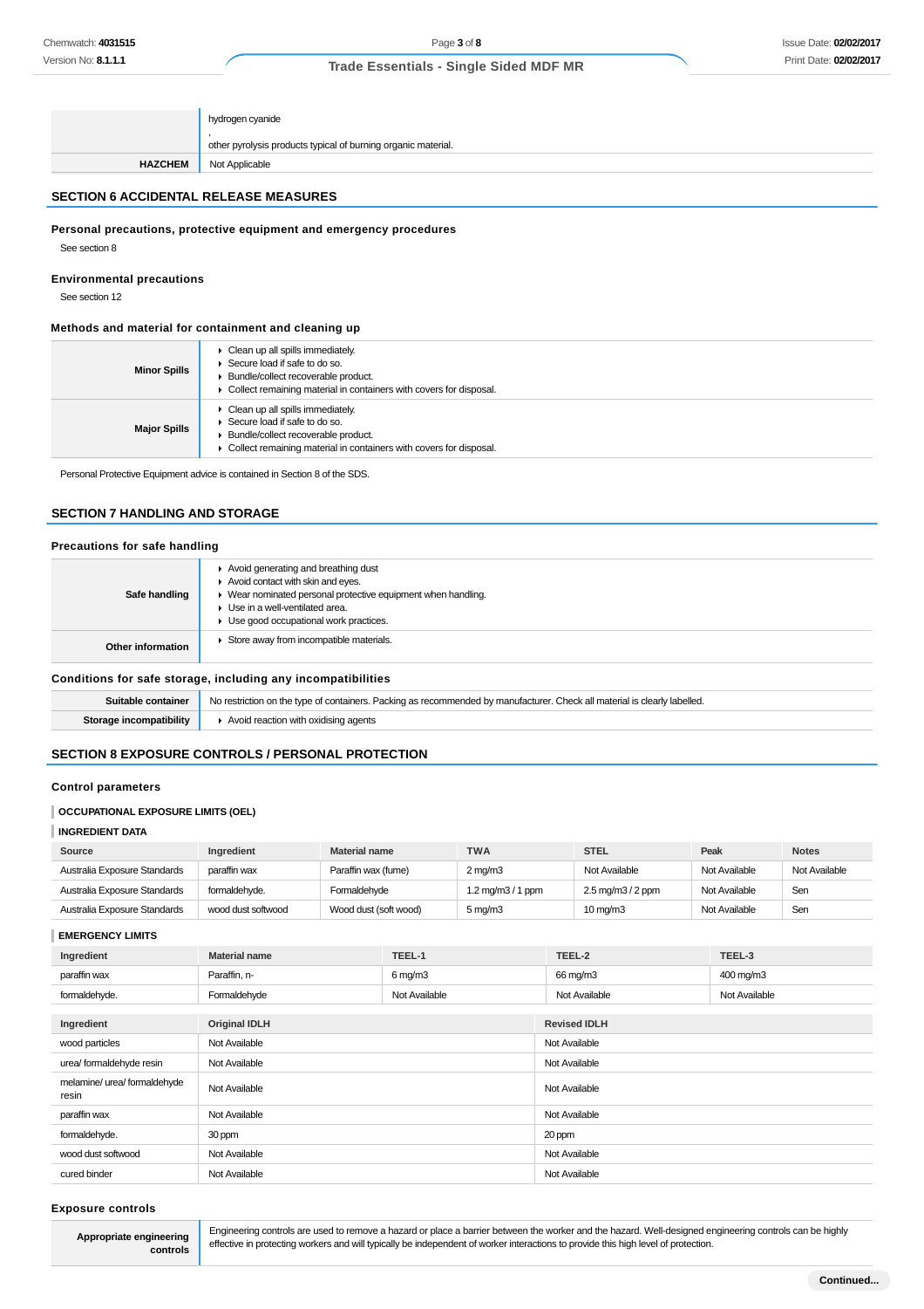| | |
|---|---|
| | hydrogen cyanide<br>,<br>other pyrolysis products typical of burning organic material. |
| **HAZCHEM** | Not Applicable |

## SECTION 6 ACCIDENTAL RELEASE MEASURES

### Personal precautions, protective equipment and emergency procedures

See section 8

### Environmental precautions

See section 12

### Methods and material for containment and cleaning up

| | |
|---|---|
| **Minor Spills** | ▸ Clean up all spills immediately.<br>▸ Secure load if safe to do so.<br>▸ Bundle/collect recoverable product.<br>▸ Collect remaining material in containers with covers for disposal. |
| **Major Spills** | ▸ Clean up all spills immediately.<br>▸ Secure load if safe to do so.<br>▸ Bundle/collect recoverable product.<br>▸ Collect remaining material in containers with covers for disposal. |

Personal Protective Equipment advice is contained in Section 8 of the SDS.

## SECTION 7 HANDLING AND STORAGE

### Precautions for safe handling

| | |
|---|---|
| **Safe handling** | ▸ Avoid generating and breathing dust<br>▸ Avoid contact with skin and eyes.<br>▸ Wear nominated personal protective equipment when handling.<br>▸ Use in a well-ventilated area.<br>▸ Use good occupational work practices. |
| **Other information** | ▸ Store away from incompatible materials. |

### Conditions for safe storage, including any incompatibilities

| | |
|---|---|
| **Suitable container** | No restriction on the type of containers. Packing as recommended by manufacturer. Check all material is clearly labelled. |
| **Storage incompatibility** | ▸ Avoid reaction with oxidising agents |

## SECTION 8 EXPOSURE CONTROLS / PERSONAL PROTECTION

### Control parameters

**OCCUPATIONAL EXPOSURE LIMITS (OEL)**

**INGREDIENT DATA**

| Source | Ingredient | Material name | TWA | STEL | Peak | Notes |
|---|---|---|---|---|---|---|
| Australia Exposure Standards | paraffin wax | Paraffin wax (fume) | 2 mg/m3 | Not Available | Not Available | Not Available |
| Australia Exposure Standards | formaldehyde. | Formaldehyde | 1.2 mg/m3 / 1 ppm | 2.5 mg/m3 / 2 ppm | Not Available | Sen |
| Australia Exposure Standards | wood dust softwood | Wood dust (soft wood) | 5 mg/m3 | 10 mg/m3 | Not Available | Sen |

**EMERGENCY LIMITS**

| Ingredient | Material name | TEEL-1 | TEEL-2 | TEEL-3 |
|---|---|---|---|---|
| paraffin wax | Paraffin, n- | 6 mg/m3 | 66 mg/m3 | 400 mg/m3 |
| formaldehyde. | Formaldehyde | Not Available | Not Available | Not Available |

| Ingredient | Original IDLH | Revised IDLH |
|---|---|---|
| wood particles | Not Available | Not Available |
| urea/ formaldehyde resin | Not Available | Not Available |
| melamine/ urea/ formaldehyde resin | Not Available | Not Available |
| paraffin wax | Not Available | Not Available |
| formaldehyde. | 30 ppm | 20 ppm |
| wood dust softwood | Not Available | Not Available |
| cured binder | Not Available | Not Available |

### Exposure controls

| | |
|---|---|
| **Appropriate engineering controls** | Engineering controls are used to remove a hazard or place a barrier between the worker and the hazard. Well-designed engineering controls can be highly effective in protecting workers and will typically be independent of worker interactions to provide this high level of protection. |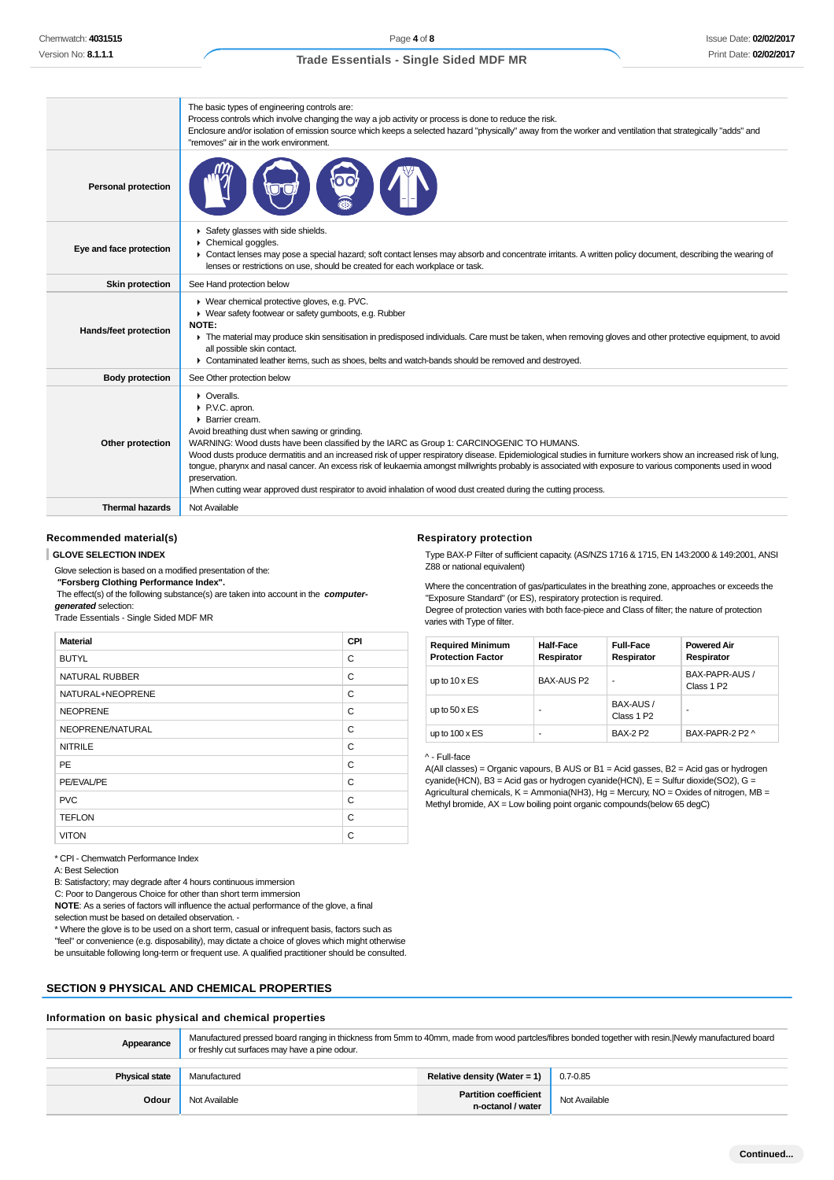| | |
|---|---|
| | The basic types of engineering controls are:<br>Process controls which involve changing the way a job activity or process is done to reduce the risk.<br>Enclosure and/or isolation of emission source which keeps a selected hazard "physically" away from the worker and ventilation that strategically "adds" and "removes" air in the work environment. |
| **Personal protection** | |
| **Eye and face protection** | ▸ Safety glasses with side shields.<br>▸ Chemical goggles.<br>▸ Contact lenses may pose a special hazard; soft contact lenses may absorb and concentrate irritants. A written policy document, describing the wearing of lenses or restrictions on use, should be created for each workplace or task. |
| **Skin protection** | See Hand protection below |
| **Hands/feet protection** | ▸ Wear chemical protective gloves, e.g. PVC.<br>▸ Wear safety footwear or safety gumboots, e.g. Rubber<br>**NOTE:**<br>▸ The material may produce skin sensitisation in predisposed individuals. Care must be taken, when removing gloves and other protective equipment, to avoid all possible skin contact.<br>▸ Contaminated leather items, such as shoes, belts and watch-bands should be removed and destroyed. |
| **Body protection** | See Other protection below |
| **Other protection** | ▸ Overalls.<br>▸ P.V.C. apron.<br>▸ Barrier cream.<br>Avoid breathing dust when sawing or grinding.<br>WARNING: Wood dusts have been classified by the IARC as Group 1: CARCINOGENIC TO HUMANS.<br>Wood dusts produce dermatitis and an increased risk of upper respiratory disease. Epidemiological studies in furniture workers show an increased risk of lung, tongue, pharynx and nasal cancer. An excess risk of leukaemia amongst millwrights probably is associated with exposure to various components used in wood preservation.<br>\|When cutting wear approved dust respirator to avoid inhalation of wood dust created during the cutting process. |
| **Thermal hazards** | Not Available |

### Recommended material(s)

**GLOVE SELECTION INDEX**

Glove selection is based on a modified presentation of the:
***"Forsberg Clothing Performance Index".***
The effect(s) of the following substance(s) are taken into account in the ***computer-generated*** selection:
Trade Essentials - Single Sided MDF MR

| Material | CPI |
|---|---|
| BUTYL | C |
| NATURAL RUBBER | C |
| NATURAL+NEOPRENE | C |
| NEOPRENE | C |
| NEOPRENE/NATURAL | C |
| NITRILE | C |
| PE | C |
| PE/EVAL/PE | C |
| PVC | C |
| TEFLON | C |
| VITON | C |

* CPI - Chemwatch Performance Index
A: Best Selection
B: Satisfactory; may degrade after 4 hours continuous immersion
C: Poor to Dangerous Choice for other than short term immersion
**NOTE**: As a series of factors will influence the actual performance of the glove, a final selection must be based on detailed observation. -
* Where the glove is to be used on a short term, casual or infrequent basis, factors such as "feel" or convenience (e.g. disposability), may dictate a choice of gloves which might otherwise be unsuitable following long-term or frequent use. A qualified practitioner should be consulted.

### Respiratory protection

Type BAX-P Filter of sufficient capacity. (AS/NZS 1716 & 1715, EN 143:2000 & 149:2001, ANSI Z88 or national equivalent)

Where the concentration of gas/particulates in the breathing zone, approaches or exceeds the "Exposure Standard" (or ES), respiratory protection is required.
Degree of protection varies with both face-piece and Class of filter; the nature of protection varies with Type of filter.

| Required Minimum Protection Factor | Half-Face Respirator | Full-Face Respirator | Powered Air Respirator |
|---|---|---|---|
| up to 10 x ES | BAX-AUS P2 | - | BAX-PAPR-AUS / Class 1 P2 |
| up to 50 x ES | - | BAX-AUS / Class 1 P2 | - |
| up to 100 x ES | - | BAX-2 P2 | BAX-PAPR-2 P2 ^ |

^ - Full-face
A(All classes) = Organic vapours, B AUS or B1 = Acid gasses, B2 = Acid gas or hydrogen cyanide(HCN), B3 = Acid gas or hydrogen cyanide(HCN), E = Sulfur dioxide($SO_2$), G = Agricultural chemicals, K = Ammonia($NH_3$), Hg = Mercury, NO = Oxides of nitrogen, MB = Methyl bromide, AX = Low boiling point organic compounds(below 65 degC)

## SECTION 9 PHYSICAL AND CHEMICAL PROPERTIES

### Information on basic physical and chemical properties

| | | | |
|---|---|---|---|
| **Appearance** | Manufactured pressed board ranging in thickness from 5mm to 40mm, made from wood partcles/fibres bonded together with resin.\|Newly manufactured board or freshly cut surfaces may have a pine odour. | | |
| **Physical state** | Manufactured | **Relative density (Water = 1)** | 0.7-0.85 |
| **Odour** | Not Available | **Partition coefficient n-octanol / water** | Not Available |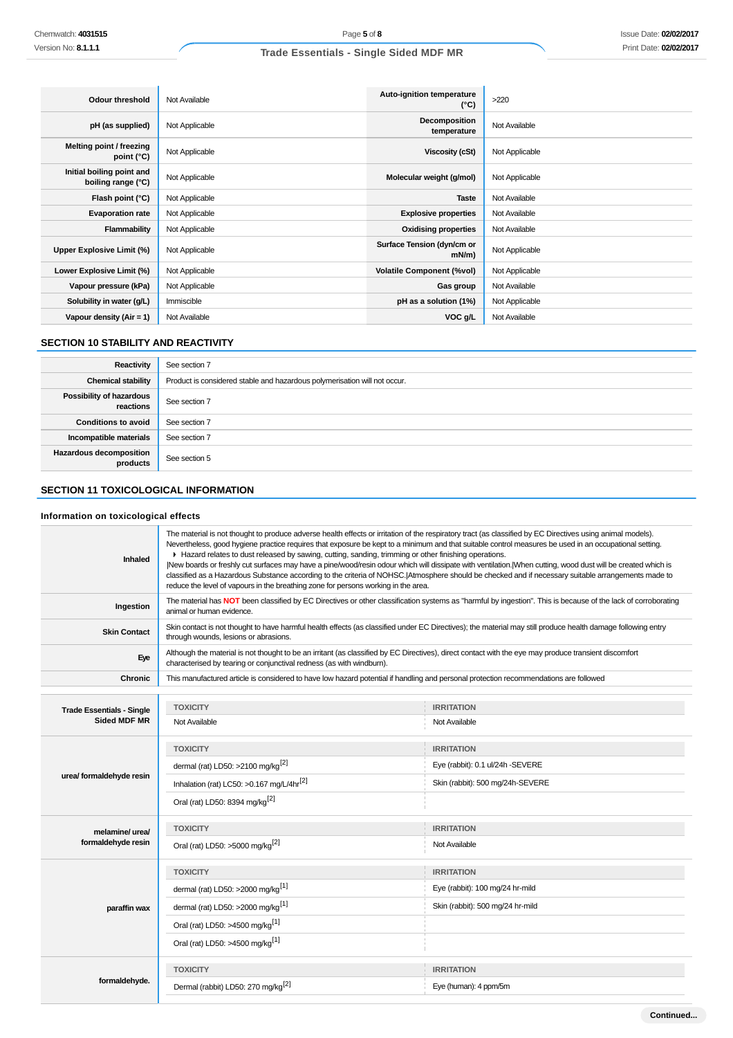| | | | |
|---|---|---|---|
| **Odour threshold** | Not Available | **Auto-ignition temperature (°C)** | >220 |
| **pH (as supplied)** | Not Applicable | **Decomposition temperature** | Not Available |
| **Melting point / freezing point (°C)** | Not Applicable | **Viscosity (cSt)** | Not Applicable |
| **Initial boiling point and boiling range (°C)** | Not Applicable | **Molecular weight (g/mol)** | Not Applicable |
| **Flash point (°C)** | Not Applicable | **Taste** | Not Available |
| **Evaporation rate** | Not Applicable | **Explosive properties** | Not Available |
| **Flammability** | Not Applicable | **Oxidising properties** | Not Available |
| **Upper Explosive Limit (%)** | Not Applicable | **Surface Tension (dyn/cm or mN/m)** | Not Applicable |
| **Lower Explosive Limit (%)** | Not Applicable | **Volatile Component (%vol)** | Not Applicable |
| **Vapour pressure (kPa)** | Not Applicable | **Gas group** | Not Available |
| **Solubility in water (g/L)** | Immiscible | **pH as a solution (1%)** | Not Applicable |
| **Vapour density (Air = 1)** | Not Available | **VOC g/L** | Not Available |

## SECTION 10 STABILITY AND REACTIVITY

| | |
|---|---|
| **Reactivity** | See section 7 |
| **Chemical stability** | Product is considered stable and hazardous polymerisation will not occur. |
| **Possibility of hazardous reactions** | See section 7 |
| **Conditions to avoid** | See section 7 |
| **Incompatible materials** | See section 7 |
| **Hazardous decomposition products** | See section 5 |

## SECTION 11 TOXICOLOGICAL INFORMATION

### Information on toxicological effects

| | |
|---|---|
| **Inhaled** | The material is not thought to produce adverse health effects or irritation of the respiratory tract (as classified by EC Directives using animal models). Nevertheless, good hygiene practice requires that exposure be kept to a minimum and that suitable control measures be used in an occupational setting. ▸ Hazard relates to dust released by sawing, cutting, sanding, trimming or other finishing operations. \|New boards or freshly cut surfaces may have a pine/wood/resin odour which will dissipate with ventilation.\|When cutting, wood dust will be created which is classified as a Hazardous Substance according to the criteria of NOHSC.\|Atmosphere should be checked and if necessary suitable arrangements made to reduce the level of vapours in the breathing zone for persons working in the area. |
| **Ingestion** | The material has **NOT** been classified by EC Directives or other classification systems as "harmful by ingestion". This is because of the lack of corroborating animal or human evidence. |
| **Skin Contact** | Skin contact is not thought to have harmful health effects (as classified under EC Directives); the material may still produce health damage following entry through wounds, lesions or abrasions. |
| **Eye** | Although the material is not thought to be an irritant (as classified by EC Directives), direct contact with the eye may produce transient discomfort characterised by tearing or conjunctival redness (as with windburn). |
| **Chronic** | This manufactured article is considered to have low hazard potential if handling and personal protection recommendations are followed |

| | TOXICITY | IRRITATION |
|---|---|---|
| **Trade Essentials - Single Sided MDF MR** | Not Available | Not Available |
| **urea/ formaldehyde resin** | dermal (rat) LD50: >2100 mg/kg[2] | Eye (rabbit): 0.1 ul/24h -SEVERE |
| | Inhalation (rat) LC50: >0.167 mg/L/4hr[2] | Skin (rabbit): 500 mg/24h-SEVERE |
| | Oral (rat) LD50: 8394 mg/kg[2] | |
| **melamine/ urea/ formaldehyde resin** | Oral (rat) LD50: >5000 mg/kg[2] | Not Available |
| **paraffin wax** | dermal (rat) LD50: >2000 mg/kg[1] | Eye (rabbit): 100 mg/24 hr-mild |
| | dermal (rat) LD50: >2000 mg/kg[1] | Skin (rabbit): 500 mg/24 hr-mild |
| | Oral (rat) LD50: >4500 mg/kg[1] | |
| | Oral (rat) LD50: >4500 mg/kg[1] | |
| **formaldehyde.** | Dermal (rabbit) LD50: 270 mg/kg[2] | Eye (human): 4 ppm/5m |

Continued...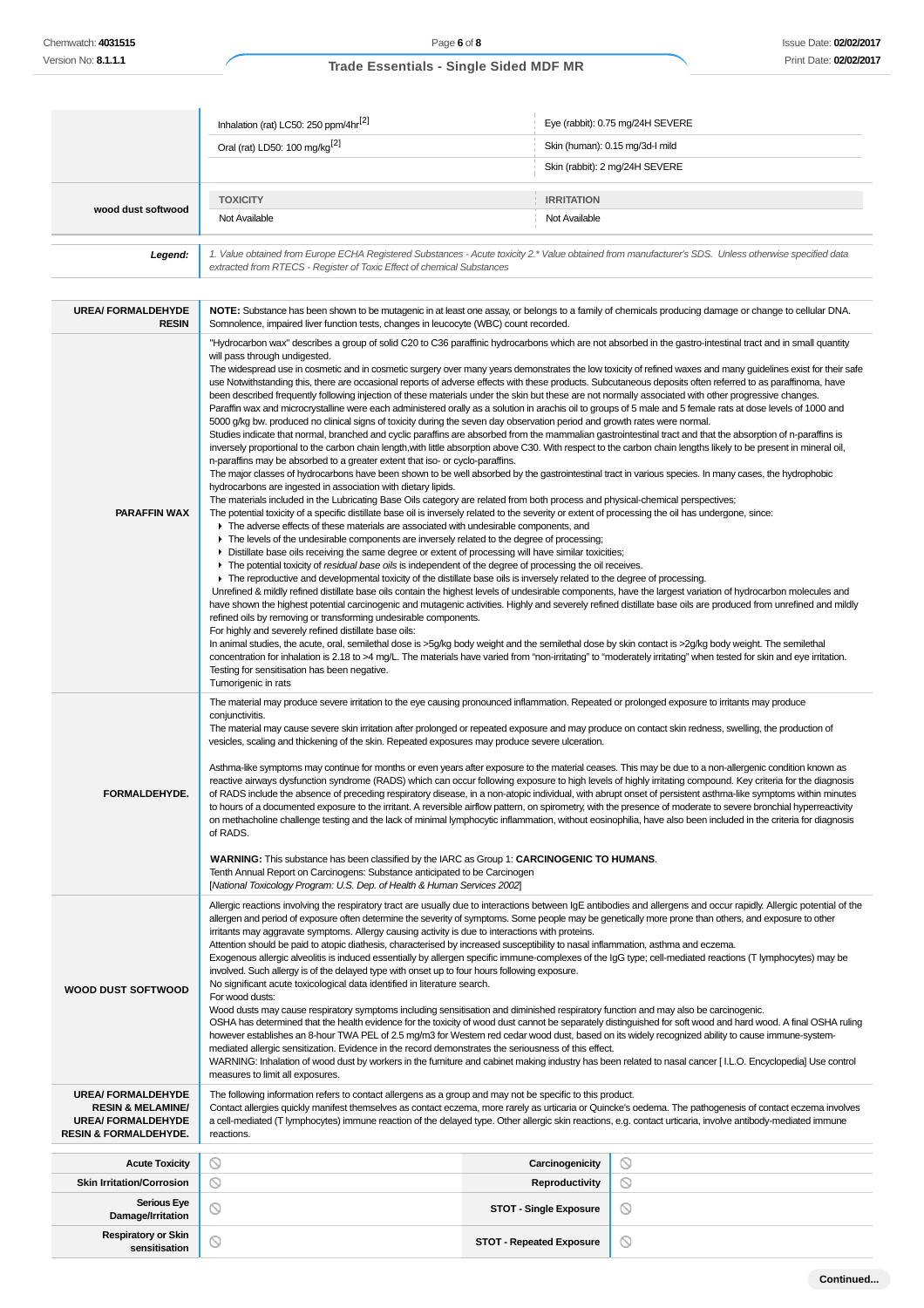| | | |
|---|---|---|
| | Inhalation (rat) LC50: 250 ppm/4hr[2] | Eye (rabbit): 0.75 mg/24H SEVERE |
| | Oral (rat) LD50: 100 mg/kg[2] | Skin (human): 0.15 mg/3d-I mild |
| | | Skin (rabbit): 2 mg/24H SEVERE |
| **wood dust softwood** | **TOXICITY** | **IRRITATION** |
| | Not Available | Not Available |

| | |
|---|---|
| ***Legend:*** | *1. Value obtained from Europe ECHA Registered Substances - Acute toxicity 2.* Value obtained from manufacturer's SDS. Unless otherwise specified data extracted from RTECS - Register of Toxic Effect of chemical Substances* |

| | |
|---|---|
| **UREA/ FORMALDEHYDE RESIN** | **NOTE:** Substance has been shown to be mutagenic in at least one assay, or belongs to a family of chemicals producing damage or change to cellular DNA.<br>Somnolence, impaired liver function tests, changes in leucocyte (WBC) count recorded. |
| **PARAFFIN WAX** | "Hydrocarbon wax" describes a group of solid C20 to C36 paraffinic hydrocarbons which are not absorbed in the gastro-intestinal tract and in small quantity will pass through undigested.<br>The widespread use in cosmetic and in cosmetic surgery over many years demonstrates the low toxicity of refined waxes and many guidelines exist for their safe use Notwithstanding this, there are occasional reports of adverse effects with these products. Subcutaneous deposits often referred to as paraffinoma, have been described frequently following injection of these materials under the skin but these are not normally associated with other progressive changes.<br>Paraffin wax and microcrystalline were each administered orally as a solution in arachis oil to groups of 5 male and 5 female rats at dose levels of 1000 and 5000 g/kg bw. produced no clinical signs of toxicity during the seven day observation period and growth rates were normal.<br>Studies indicate that normal, branched and cyclic paraffins are absorbed from the mammalian gastrointestinal tract and that the absorption of n-paraffins is inversely proportional to the carbon chain length,with little absorption above C30. With respect to the carbon chain lengths likely to be present in mineral oil, n-paraffins may be absorbed to a greater extent that iso- or cyclo-paraffins.<br>The major classes of hydrocarbons have been shown to be well absorbed by the gastrointestinal tract in various species. In many cases, the hydrophobic hydrocarbons are ingested in association with dietary lipids.<br>The materials included in the Lubricating Base Oils category are related from both process and physical-chemical perspectives;<br>The potential toxicity of a specific distillate base oil is inversely related to the severity or extent of processing the oil has undergone, since:<br>▸ The adverse effects of these materials are associated with undesirable components, and<br>▸ The levels of the undesirable components are inversely related to the degree of processing;<br>▸ Distillate base oils receiving the same degree or extent of processing will have similar toxicities;<br>▸ The potential toxicity of *residual base oils* is independent of the degree of processing the oil receives.<br>▸ The reproductive and developmental toxicity of the distillate base oils is inversely related to the degree of processing.<br>Unrefined & mildly refined distillate base oils contain the highest levels of undesirable components, have the largest variation of hydrocarbon molecules and have shown the highest potential carcinogenic and mutagenic activities. Highly and severely refined distillate base oils are produced from unrefined and mildly refined oils by removing or transforming undesirable components.<br>For highly and severely refined distillate base oils:<br>In animal studies, the acute, oral, semilethal dose is >5g/kg body weight and the semilethal dose by skin contact is >2g/kg body weight. The semilethal concentration for inhalation is 2.18 to >4 mg/L. The materials have varied from "non-irritating" to "moderately irritating" when tested for skin and eye irritation. Testing for sensitisation has been negative.<br>Tumorigenic in rats |
| **FORMALDEHYDE.** | The material may produce severe irritation to the eye causing pronounced inflammation. Repeated or prolonged exposure to irritants may produce conjunctivitis.<br>The material may cause severe skin irritation after prolonged or repeated exposure and may produce on contact skin redness, swelling, the production of vesicles, scaling and thickening of the skin. Repeated exposures may produce severe ulceration.<br><br>Asthma-like symptoms may continue for months or even years after exposure to the material ceases. This may be due to a non-allergenic condition known as reactive airways dysfunction syndrome (RADS) which can occur following exposure to high levels of highly irritating compound. Key criteria for the diagnosis of RADS include the absence of preceding respiratory disease, in a non-atopic individual, with abrupt onset of persistent asthma-like symptoms within minutes to hours of a documented exposure to the irritant. A reversible airflow pattern, on spirometry, with the presence of moderate to severe bronchial hyperreactivity on methacholine challenge testing and the lack of minimal lymphocytic inflammation, without eosinophilia, have also been included in the criteria for diagnosis of RADS.<br><br>**WARNING:** This substance has been classified by the IARC as Group 1: **CARCINOGENIC TO HUMANS**.<br>Tenth Annual Report on Carcinogens: Substance anticipated to be Carcinogen<br>[*National Toxicology Program: U.S. Dep. of Health & Human Services 2002*] |
| **WOOD DUST SOFTWOOD** | Allergic reactions involving the respiratory tract are usually due to interactions between IgE antibodies and allergens and occur rapidly. Allergic potential of the allergen and period of exposure often determine the severity of symptoms. Some people may be genetically more prone than others, and exposure to other irritants may aggravate symptoms. Allergy causing activity is due to interactions with proteins.<br>Attention should be paid to atopic diathesis, characterised by increased susceptibility to nasal inflammation, asthma and eczema.<br>Exogenous allergic alveolitis is induced essentially by allergen specific immune-complexes of the IgG type; cell-mediated reactions (T lymphocytes) may be involved. Such allergy is of the delayed type with onset up to four hours following exposure.<br>No significant acute toxicological data identified in literature search.<br>For wood dusts:<br>Wood dusts may cause respiratory symptoms including sensitisation and diminished respiratory function and may also be carcinogenic.<br>OSHA has determined that the health evidence for the toxicity of wood dust cannot be separately distinguished for soft wood and hard wood. A final OSHA ruling however establishes an 8-hour TWA PEL of 2.5 mg/m3 for Western red cedar wood dust, based on its widely recognized ability to cause immune-system-mediated allergic sensitization. Evidence in the record demonstrates the seriousness of this effect.<br>WARNING: Inhalation of wood dust by workers in the furniture and cabinet making industry has been related to nasal cancer [ I.L.O. Encyclopedia] Use control measures to limit all exposures. |
| **UREA/ FORMALDEHYDE RESIN & MELAMINE/ UREA/ FORMALDEHYDE RESIN & FORMALDEHYDE.** | The following information refers to contact allergens as a group and may not be specific to this product.<br>Contact allergies quickly manifest themselves as contact eczema, more rarely as urticaria or Quincke's oedema. The pathogenesis of contact eczema involves a cell-mediated (T lymphocytes) immune reaction of the delayed type. Other allergic skin reactions, e.g. contact urticaria, involve antibody-mediated immune reactions. |

| | | | |
|---|---|---|---|
| **Acute Toxicity** | ⃠ | **Carcinogenicity** | ⃠ |
| **Skin Irritation/Corrosion** | ⃠ | **Reproductivity** | ⃠ |
| **Serious Eye Damage/Irritation** | ⃠ | **STOT - Single Exposure** | ⃠ |
| **Respiratory or Skin sensitisation** | ⃠ | **STOT - Repeated Exposure** | ⃠ |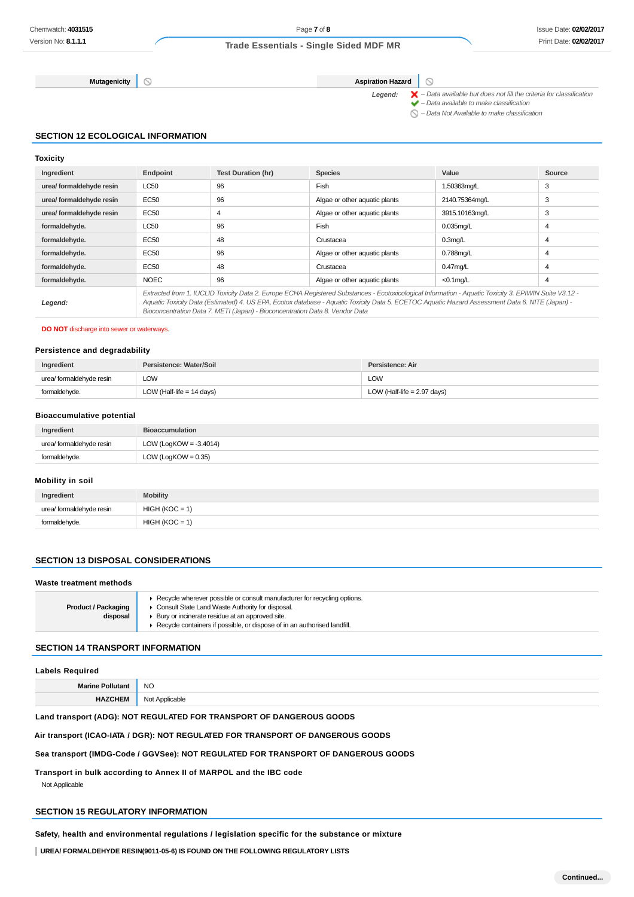| Mutagenicity | ⃠ | Aspiration Hazard | ⃠ |
|---|---|---|---|

*Legend:*
- ❌ *– Data available but does not fill the criteria for classification*
- ✔ *– Data available to make classification*
- ⃠ *– Data Not Available to make classification*

## SECTION 12 ECOLOGICAL INFORMATION

### Toxicity

| Ingredient | Endpoint | Test Duration (hr) | Species | Value | Source |
|---|---|---|---|---|---|
| **urea/ formaldehyde resin** | LC50 | 96 | Fish | 1.50363mg/L | 3 |
| **urea/ formaldehyde resin** | EC50 | 96 | Algae or other aquatic plants | 2140.75364mg/L | 3 |
| **urea/ formaldehyde resin** | EC50 | 4 | Algae or other aquatic plants | 3915.10163mg/L | 3 |
| **formaldehyde.** | LC50 | 96 | Fish | 0.035mg/L | 4 |
| **formaldehyde.** | EC50 | 48 | Crustacea | 0.3mg/L | 4 |
| **formaldehyde.** | EC50 | 96 | Algae or other aquatic plants | 0.788mg/L | 4 |
| **formaldehyde.** | EC50 | 48 | Crustacea | 0.47mg/L | 4 |
| **formaldehyde.** | NOEC | 96 | Algae or other aquatic plants | <0.1mg/L | 4 |
| ***Legend:*** | *Extracted from 1. IUCLID Toxicity Data 2. Europe ECHA Registered Substances - Ecotoxicological Information - Aquatic Toxicity 3. EPIWIN Suite V3.12 - Aquatic Toxicity Data (Estimated) 4. US EPA, Ecotox database - Aquatic Toxicity Data 5. ECETOC Aquatic Hazard Assessment Data 6. NITE (Japan) - Bioconcentration Data 7. METI (Japan) - Bioconcentration Data 8. Vendor Data* | | | | |

**DO NOT** discharge into sewer or waterways.

### Persistence and degradability

| Ingredient | Persistence: Water/Soil | Persistence: Air |
|---|---|---|
| urea/ formaldehyde resin | LOW | LOW |
| formaldehyde. | LOW (Half-life = 14 days) | LOW (Half-life = 2.97 days) |

### Bioaccumulative potential

| Ingredient | Bioaccumulation |
|---|---|
| urea/ formaldehyde resin | LOW (LogKOW = -3.4014) |
| formaldehyde. | LOW (LogKOW = 0.35) |

### Mobility in soil

| Ingredient | Mobility |
|---|---|
| urea/ formaldehyde resin | HIGH (KOC = 1) |
| formaldehyde. | HIGH (KOC = 1) |

## SECTION 13 DISPOSAL CONSIDERATIONS

### Waste treatment methods

| Product / Packaging disposal | |
|---|---|
| | - Recycle wherever possible or consult manufacturer for recycling options.<br>- Consult State Land Waste Authority for disposal.<br>- Bury or incinerate residue at an approved site.<br>- Recycle containers if possible, or dispose of in an authorised landfill. |

## SECTION 14 TRANSPORT INFORMATION

### Labels Required

| Marine Pollutant | NO |
|---|---|
| HAZCHEM | Not Applicable |

**Land transport (ADG): NOT REGULATED FOR TRANSPORT OF DANGEROUS GOODS**

**Air transport (ICAO-IATA / DGR): NOT REGULATED FOR TRANSPORT OF DANGEROUS GOODS**

**Sea transport (IMDG-Code / GGVSee): NOT REGULATED FOR TRANSPORT OF DANGEROUS GOODS**

**Transport in bulk according to Annex II of MARPOL and the IBC code**

Not Applicable

## SECTION 15 REGULATORY INFORMATION

**Safety, health and environmental regulations / legislation specific for the substance or mixture**

**UREA/ FORMALDEHYDE RESIN(9011-05-6) IS FOUND ON THE FOLLOWING REGULATORY LISTS**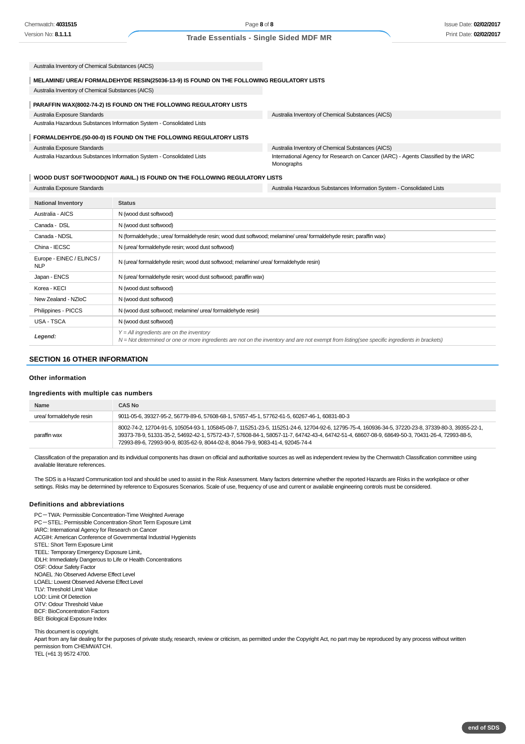Australia Inventory of Chemical Substances (AICS)

**MELAMINE/ UREA/ FORMALDEHYDE RESIN(25036-13-9) IS FOUND ON THE FOLLOWING REGULATORY LISTS**

Australia Inventory of Chemical Substances (AICS)

**PARAFFIN WAX(8002-74-2) IS FOUND ON THE FOLLOWING REGULATORY LISTS**

Australia Exposure Standards
Australia Hazardous Substances Information System - Consolidated Lists
Australia Inventory of Chemical Substances (AICS)

**FORMALDEHYDE.(50-00-0) IS FOUND ON THE FOLLOWING REGULATORY LISTS**

Australia Exposure Standards
Australia Hazardous Substances Information System - Consolidated Lists
Australia Inventory of Chemical Substances (AICS)
International Agency for Research on Cancer (IARC) - Agents Classified by the IARC Monographs

**WOOD DUST SOFTWOOD(NOT AVAIL.) IS FOUND ON THE FOLLOWING REGULATORY LISTS**

Australia Exposure Standards
Australia Hazardous Substances Information System - Consolidated Lists

| National Inventory | Status |
|---|---|
| Australia - AICS | N (wood dust softwood) |
| Canada - DSL | N (wood dust softwood) |
| Canada - NDSL | N (formaldehyde.; urea/ formaldehyde resin; wood dust softwood; melamine/ urea/ formaldehyde resin; paraffin wax) |
| China - IECSC | N (urea/ formaldehyde resin; wood dust softwood) |
| Europe - EINEC / ELINCS / NLP | N (urea/ formaldehyde resin; wood dust softwood; melamine/ urea/ formaldehyde resin) |
| Japan - ENCS | N (urea/ formaldehyde resin; wood dust softwood; paraffin wax) |
| Korea - KECI | N (wood dust softwood) |
| New Zealand - NZIoC | N (wood dust softwood) |
| Philippines - PICCS | N (wood dust softwood; melamine/ urea/ formaldehyde resin) |
| USA - TSCA | N (wood dust softwood) |
| *Legend:* | *Y = All ingredients are on the inventory*<br>*N = Not determined or one or more ingredients are not on the inventory and are not exempt from listing(see specific ingredients in brackets)* |

## SECTION 16 OTHER INFORMATION

### Other information

### Ingredients with multiple cas numbers

| Name | CAS No |
|---|---|
| urea/ formaldehyde resin | 9011-05-6, 39327-95-2, 56779-89-6, 57608-68-1, 57657-45-1, 57762-61-5, 60267-46-1, 60831-80-3 |
| paraffin wax | 8002-74-2, 12704-91-5, 105054-93-1, 105845-08-7, 115251-23-5, 115251-24-6, 12704-92-6, 12795-75-4, 160936-34-5, 37220-23-8, 37339-80-3, 39355-22-1, 39373-78-9, 51331-35-2, 54692-42-1, 57572-43-7, 57608-84-1, 58057-11-7, 64742-43-4, 64742-51-4, 68607-08-9, 68649-50-3, 70431-26-4, 72993-88-5, 72993-89-6, 72993-90-9, 8035-62-9, 8044-02-8, 8044-79-9, 9083-41-4, 92045-74-4 |

Classification of the preparation and its individual components has drawn on official and authoritative sources as well as independent review by the Chemwatch Classification committee using available literature references.

The SDS is a Hazard Communication tool and should be used to assist in the Risk Assessment. Many factors determine whether the reported Hazards are Risks in the workplace or other settings. Risks may be determined by reference to Exposures Scenarios. Scale of use, frequency of use and current or available engineering controls must be considered.

### Definitions and abbreviations

PC－TWA: Permissible Concentration-Time Weighted Average
PC－STEL: Permissible Concentration-Short Term Exposure Limit
IARC: International Agency for Research on Cancer
ACGIH: American Conference of Governmental Industrial Hygienists
STEL: Short Term Exposure Limit
TEEL: Temporary Emergency Exposure Limit。
IDLH: Immediately Dangerous to Life or Health Concentrations
OSF: Odour Safety Factor
NOAEL :No Observed Adverse Effect Level
LOAEL: Lowest Observed Adverse Effect Level
TLV: Threshold Limit Value
LOD: Limit Of Detection
OTV: Odour Threshold Value
BCF: BioConcentration Factors
BEI: Biological Exposure Index

This document is copyright.
Apart from any fair dealing for the purposes of private study, research, review or criticism, as permitted under the Copyright Act, no part may be reproduced by any process without written permission from CHEMWATCH.
TEL (+61 3) 9572 4700.

end of SDS